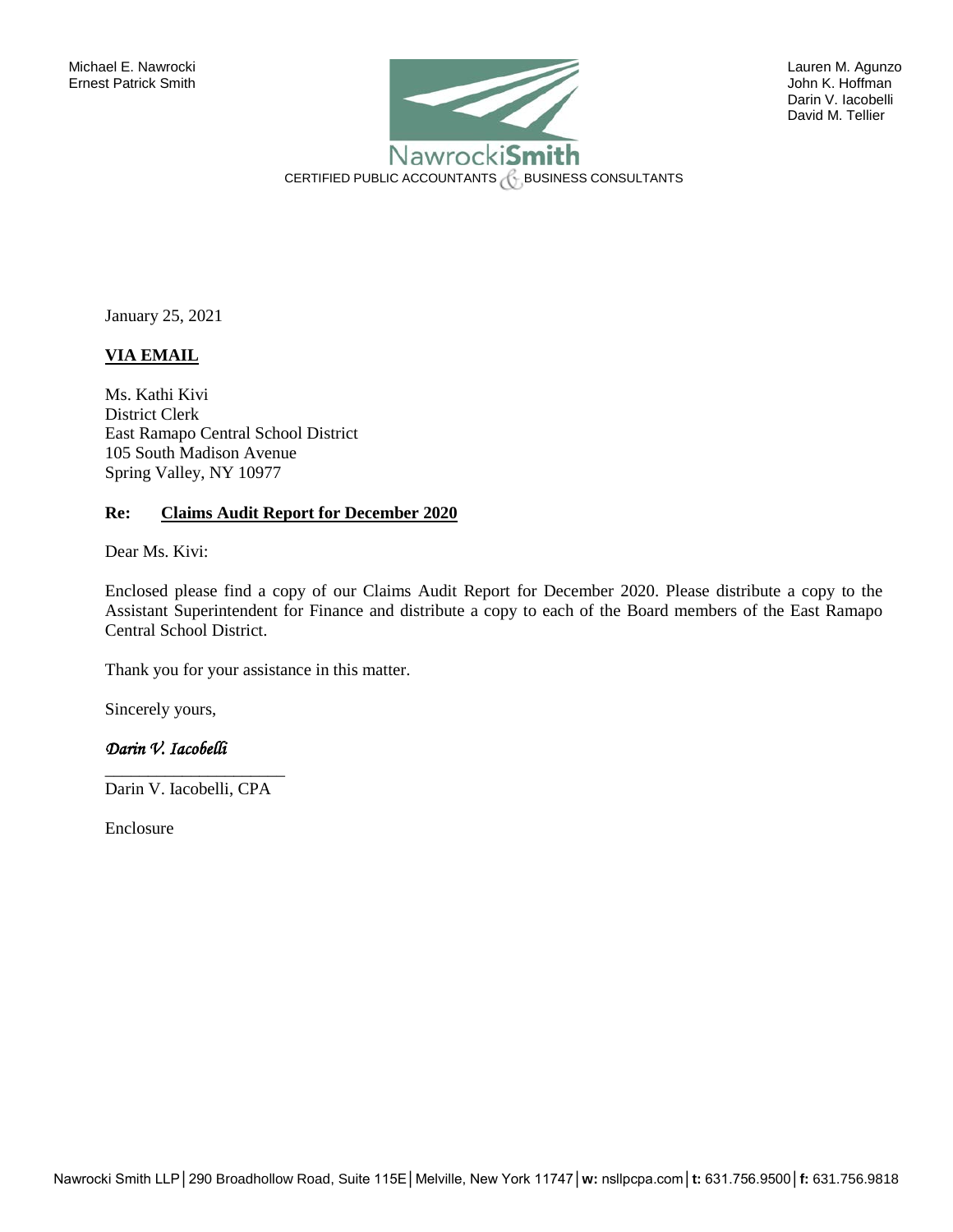Michael E. Nawrocki
Ernest Patrick Smith

Lauren M. Agunzo
John K. Hoffman
Darin V. Iacobelli
David M. Tellier

NawrockiSmith
CERTIFIED PUBLIC ACCOUNTANTS & BUSINESS CONSULTANTS

January 25, 2021

**VIA EMAIL**

Ms. Kathi Kivi
District Clerk
East Ramapo Central School District
105 South Madison Avenue
Spring Valley, NY 10977

**Re: Claims Audit Report for December 2020**

Dear Ms. Kivi:

Enclosed please find a copy of our Claims Audit Report for December 2020. Please distribute a copy to the Assistant Superintendent for Finance and distribute a copy to each of the Board members of the East Ramapo Central School District.

Thank you for your assistance in this matter.

Sincerely yours,

*Darin V. Iacobelli*

Darin V. Iacobelli, CPA

Enclosure

Nawrocki Smith LLP | 290 Broadhollow Road, Suite 115E | Melville, New York 11747 | **w:** nsllpcpa.com | **t:** 631.756.9500 | **f:** 631.756.9818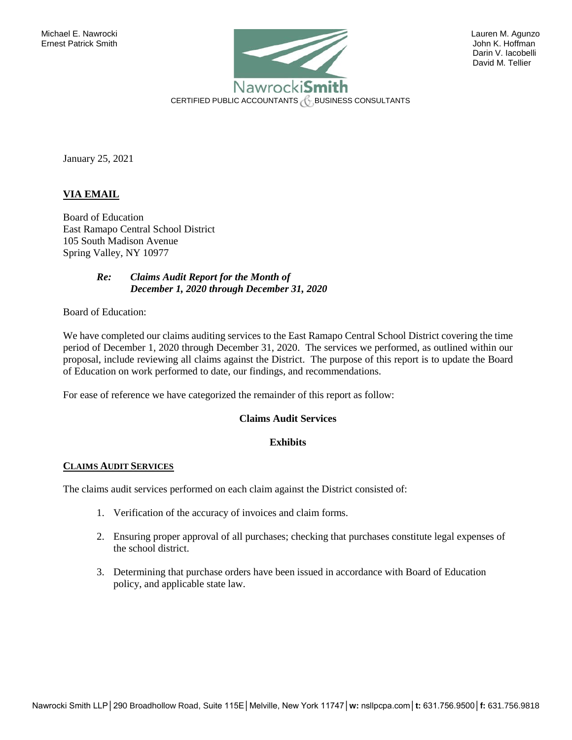Michael E. Nawrocki
Ernest Patrick Smith

Lauren M. Agunzo
John K. Hoffman
Darin V. Iacobelli
David M. Tellier

NawrockiSmith
CERTIFIED PUBLIC ACCOUNTANTS & BUSINESS CONSULTANTS

January 25, 2021

**VIA EMAIL**

Board of Education
East Ramapo Central School District
105 South Madison Avenue
Spring Valley, NY 10977

***Re: Claims Audit Report for the Month of December 1, 2020 through December 31, 2020***

Board of Education:

We have completed our claims auditing services to the East Ramapo Central School District covering the time period of December 1, 2020 through December 31, 2020. The services we performed, as outlined within our proposal, include reviewing all claims against the District. The purpose of this report is to update the Board of Education on work performed to date, our findings, and recommendations.

For ease of reference we have categorized the remainder of this report as follow:

**Claims Audit Services**

**Exhibits**

## CLAIMS AUDIT SERVICES

The claims audit services performed on each claim against the District consisted of:

1. Verification of the accuracy of invoices and claim forms.
2. Ensuring proper approval of all purchases; checking that purchases constitute legal expenses of the school district.
3. Determining that purchase orders have been issued in accordance with Board of Education policy, and applicable state law.

Nawrocki Smith LLP | 290 Broadhollow Road, Suite 115E | Melville, New York 11747 | **w:** nsllpcpa.com | **t:** 631.756.9500 | **f:** 631.756.9818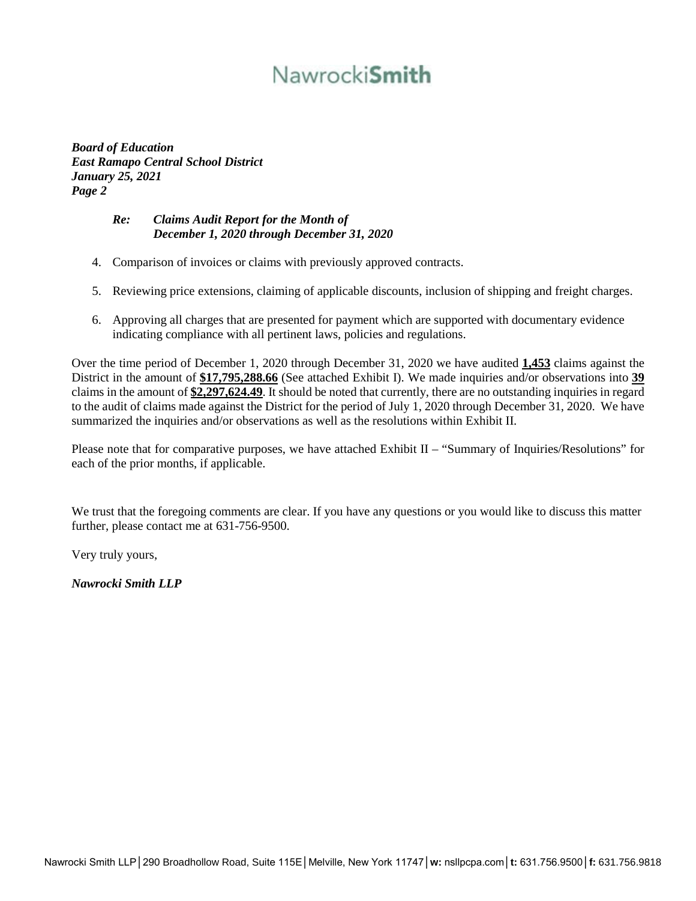*Board of Education*
*East Ramapo Central School District*
*January 25, 2021*
*Page 2*

> ***Re: Claims Audit Report for the Month of December 1, 2020 through December 31, 2020***

4. Comparison of invoices or claims with previously approved contracts.

5. Reviewing price extensions, claiming of applicable discounts, inclusion of shipping and freight charges.

6. Approving all charges that are presented for payment which are supported with documentary evidence indicating compliance with all pertinent laws, policies and regulations.

Over the time period of December 1, 2020 through December 31, 2020 we have audited **1,453** claims against the District in the amount of **$17,795,288.66** (See attached Exhibit I). We made inquiries and/or observations into **39** claims in the amount of **$2,297,624.49**. It should be noted that currently, there are no outstanding inquiries in regard to the audit of claims made against the District for the period of July 1, 2020 through December 31, 2020. We have summarized the inquiries and/or observations as well as the resolutions within Exhibit II.

Please note that for comparative purposes, we have attached Exhibit II – "Summary of Inquiries/Resolutions" for each of the prior months, if applicable.

We trust that the foregoing comments are clear. If you have any questions or you would like to discuss this matter further, please contact me at 631-756-9500.

Very truly yours,

***Nawrocki Smith LLP***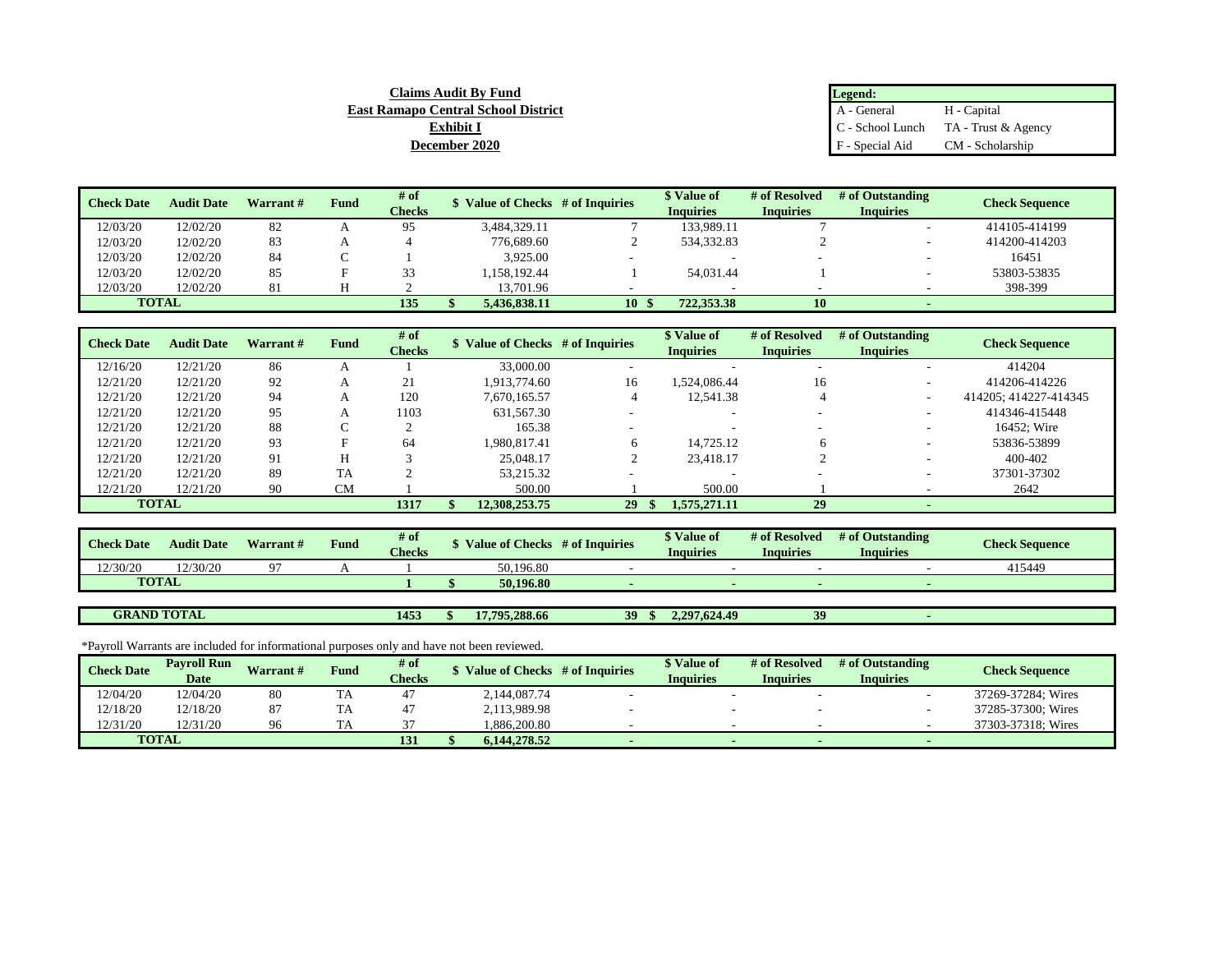**Claims Audit By Fund**
**East Ramapo Central School District**
**Exhibit I**
**December 2020**

| Legend: | |
|---|---|
| A - General | H - Capital |
| C - School Lunch | TA - Trust & Agency |
| F - Special Aid | CM - Scholarship |

| Check Date | Audit Date | Warrant # | Fund | # of Checks | $ Value of Checks | # of Inquiries | $ Value of Inquiries | # of Resolved Inquiries | # of Outstanding Inquiries | Check Sequence |
|---|---|---|---|---|---|---|---|---|---|---|
| 12/03/20 | 12/02/20 | 82 | A | 95 | 3,484,329.11 | 7 | 133,989.11 | 7 | - | 414105-414199 |
| 12/03/20 | 12/02/20 | 83 | A | 4 | 776,689.60 | 2 | 534,332.83 | 2 | - | 414200-414203 |
| 12/03/20 | 12/02/20 | 84 | C | 1 | 3,925.00 | - | - | - | - | 16451 |
| 12/03/20 | 12/02/20 | 85 | F | 33 | 1,158,192.44 | 1 | 54,031.44 | 1 | - | 53803-53835 |
| 12/03/20 | 12/02/20 | 81 | H | 2 | 13,701.96 | - | - | - | - | 398-399 |
| **TOTAL** | | | | **135** | **$ 5,436,838.11** | **10** | **$ 722,353.38** | **10** | **-** | |

| Check Date | Audit Date | Warrant # | Fund | # of Checks | $ Value of Checks | # of Inquiries | $ Value of Inquiries | # of Resolved Inquiries | # of Outstanding Inquiries | Check Sequence |
|---|---|---|---|---|---|---|---|---|---|---|
| 12/16/20 | 12/21/20 | 86 | A | 1 | 33,000.00 | - | - | - | - | 414204 |
| 12/21/20 | 12/21/20 | 92 | A | 21 | 1,913,774.60 | 16 | 1,524,086.44 | 16 | - | 414206-414226 |
| 12/21/20 | 12/21/20 | 94 | A | 120 | 7,670,165.57 | 4 | 12,541.38 | 4 | - | 414205; 414227-414345 |
| 12/21/20 | 12/21/20 | 95 | A | 1103 | 631,567.30 | - | - | - | - | 414346-415448 |
| 12/21/20 | 12/21/20 | 88 | C | 2 | 165.38 | - | - | - | - | 16452; Wire |
| 12/21/20 | 12/21/20 | 93 | F | 64 | 1,980,817.41 | 6 | 14,725.12 | 6 | - | 53836-53899 |
| 12/21/20 | 12/21/20 | 91 | H | 3 | 25,048.17 | 2 | 23,418.17 | 2 | - | 400-402 |
| 12/21/20 | 12/21/20 | 89 | TA | 2 | 53,215.32 | - | - | - | - | 37301-37302 |
| 12/21/20 | 12/21/20 | 90 | CM | 1 | 500.00 | 1 | 500.00 | 1 | - | 2642 |
| **TOTAL** | | | | **1317** | **$ 12,308,253.75** | **29** | **$ 1,575,271.11** | **29** | **-** | |

| Check Date | Audit Date | Warrant # | Fund | # of Checks | $ Value of Checks | # of Inquiries | $ Value of Inquiries | # of Resolved Inquiries | # of Outstanding Inquiries | Check Sequence |
|---|---|---|---|---|---|---|---|---|---|---|
| 12/30/20 | 12/30/20 | 97 | A | 1 | 50,196.80 | - | - | - | - | 415449 |
| **TOTAL** | | | | **1** | **$ 50,196.80** | **-** | **-** | **-** | **-** | |

| | | | | | | | | | | |
|---|---|---|---|---|---|---|---|---|---|---|
| **GRAND TOTAL** | | | | **1453** | **$ 17,795,288.66** | **39** | **$ 2,297,624.49** | **39** | **-** | |

*Payroll Warrants are included for informational purposes only and have not been reviewed.

| Check Date | Payroll Run Date | Warrant # | Fund | # of Checks | $ Value of Checks | # of Inquiries | $ Value of Inquiries | # of Resolved Inquiries | # of Outstanding Inquiries | Check Sequence |
|---|---|---|---|---|---|---|---|---|---|---|
| 12/04/20 | 12/04/20 | 80 | TA | 47 | 2,144,087.74 | - | - | - | - | 37269-37284; Wires |
| 12/18/20 | 12/18/20 | 87 | TA | 47 | 2,113,989.98 | - | - | - | - | 37285-37300; Wires |
| 12/31/20 | 12/31/20 | 96 | TA | 37 | 1,886,200.80 | - | - | - | - | 37303-37318; Wires |
| **TOTAL** | | | | **131** | **$ 6,144,278.52** | **-** | **-** | **-** | **-** | |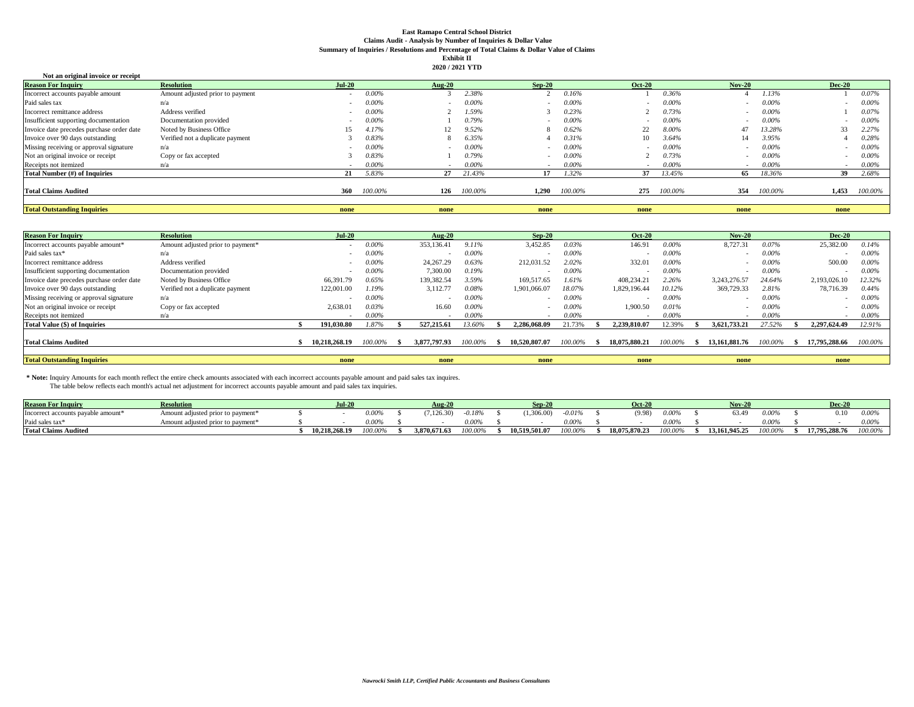**East Ramapo Central School District**
**Claims Audit - Analysis by Number of Inquiries & Dollar Value**
**Summary of Inquiries / Resolutions and Percentage of Total Claims & Dollar Value of Claims**
**Exhibit II**
**2020 / 2021 YTD**

**Not an original invoice or receipt**

| Reason For Inquiry | Resolution | Jul-20 | | Aug-20 | | Sep-20 | | Oct-20 | | Nov-20 | | Dec-20 | |
|---|---|---|---|---|---|---|---|---|---|---|---|---|---|
| Incorrect accounts payable amount | Amount adjusted prior to payment | - | 0.00% | 3 | 2.38% | 2 | 0.16% | 1 | 0.36% | 4 | 1.13% | 1 | 0.07% |
| Paid sales tax | n/a | - | 0.00% | - | 0.00% | - | 0.00% | - | 0.00% | - | 0.00% | - | 0.00% |
| Incorrect remittance address | Address verified | - | 0.00% | 2 | 1.59% | 3 | 0.23% | 2 | 0.73% | - | 0.00% | 1 | 0.07% |
| Insufficient supporting documentation | Documentation provided | - | 0.00% | 1 | 0.79% | - | 0.00% | - | 0.00% | - | 0.00% | - | 0.00% |
| Invoice date precedes purchase order date | Noted by Business Office | 15 | 4.17% | 12 | 9.52% | 8 | 0.62% | 22 | 8.00% | 47 | 13.28% | 33 | 2.27% |
| Invoice over 90 days outstanding | Verified not a duplicate payment | 3 | 0.83% | 8 | 6.35% | 4 | 0.31% | 10 | 3.64% | 14 | 3.95% | 4 | 0.28% |
| Missing receiving or approval signature | n/a | - | 0.00% | - | 0.00% | - | 0.00% | - | 0.00% | - | 0.00% | - | 0.00% |
| Not an original invoice or receipt | Copy or fax accepted | 3 | 0.83% | 1 | 0.79% | - | 0.00% | 2 | 0.73% | - | 0.00% | - | 0.00% |
| Receipts not itemized | n/a | - | 0.00% | - | 0.00% | - | 0.00% | - | 0.00% | - | 0.00% | - | 0.00% |
| **Total Number (#) of Inquiries** | | **21** | 5.83% | **27** | 21.43% | **17** | 1.32% | **37** | 13.45% | **65** | 18.36% | **39** | 2.68% |
| **Total Claims Audited** | | **360** | 100.00% | **126** | 100.00% | **1,290** | 100.00% | **275** | 100.00% | **354** | 100.00% | **1,453** | 100.00% |
| **Total Outstanding Inquiries** | | **none** | | **none** | | **none** | | **none** | | **none** | | **none** | |

| Reason For Inquiry | Resolution | Jul-20 | | Aug-20 | | Sep-20 | | Oct-20 | | Nov-20 | | Dec-20 | |
|---|---|---|---|---|---|---|---|---|---|---|---|---|---|
| Incorrect accounts payable amount* | Amount adjusted prior to payment* | - | 0.00% | 353,136.41 | 9.11% | 3,452.85 | 0.03% | 146.91 | 0.00% | 8,727.31 | 0.07% | 25,382.00 | 0.14% |
| Paid sales tax* | n/a | - | 0.00% | - | 0.00% | - | 0.00% | - | 0.00% | - | 0.00% | - | 0.00% |
| Incorrect remittance address | Address verified | - | 0.00% | 24,267.29 | 0.63% | 212,031.52 | 2.02% | 332.01 | 0.00% | - | 0.00% | 500.00 | 0.00% |
| Insufficient supporting documentation | Documentation provided | - | 0.00% | 7,300.00 | 0.19% | - | 0.00% | - | 0.00% | - | 0.00% | - | 0.00% |
| Invoice date precedes purchase order date | Noted by Business Office | 66,391.79 | 0.65% | 139,382.54 | 3.59% | 169,517.65 | 1.61% | 408,234.21 | 2.26% | 3,243,276.57 | 24.64% | 2,193,026.10 | 12.32% |
| Invoice over 90 days outstanding | Verified not a duplicate payment | 122,001.00 | 1.19% | 3,112.77 | 0.08% | 1,901,066.07 | 18.07% | 1,829,196.44 | 10.12% | 369,729.33 | 2.81% | 78,716.39 | 0.44% |
| Missing receiving or approval signature | n/a | - | 0.00% | - | 0.00% | - | 0.00% | - | 0.00% | - | 0.00% | - | 0.00% |
| Not an original invoice or receipt | Copy or fax accepted | 2,638.01 | 0.03% | 16.60 | 0.00% | - | 0.00% | 1,900.50 | 0.01% | - | 0.00% | - | 0.00% |
| Receipts not itemized | n/a | - | 0.00% | - | 0.00% | - | 0.00% | - | 0.00% | - | 0.00% | - | 0.00% |
| **Total Value ($) of Inquiries** | | **$ 191,030.80** | 1.87% | **$ 527,215.61** | 13.60% | **$ 2,286,068.09** | 21.73% | **$ 2,239,810.07** | 12.39% | **$ 3,621,733.21** | 27.52% | **$ 2,297,624.49** | 12.91% |
| **Total Claims Audited** | | **$ 10,218,268.19** | 100.00% | **$ 3,877,797.93** | 100.00% | **$ 10,520,807.07** | 100.00% | **$ 18,075,880.21** | 100.00% | **$ 13,161,881.76** | 100.00% | **$ 17,795,288.66** | 100.00% |
| **Total Outstanding Inquiries** | | **none** | | **none** | | **none** | | **none** | | **none** | | **none** | |

**\* Note:** Inquiry Amounts for each month reflect the entire check amounts associated with each incorrect accounts payable amount and paid sales tax inquires.
The table below reflects each month's actual net adjustment for incorrect accounts payable amount and paid sales tax inquiries.

| Reason For Inquiry | Resolution | Jul-20 | | Aug-20 | | Sep-20 | | Oct-20 | | Nov-20 | | Dec-20 | |
|---|---|---|---|---|---|---|---|---|---|---|---|---|---|
| Incorrect accounts payable amount* | Amount adjusted prior to payment* | $ - | 0.00% | $ (7,126.30) | -0.18% | $ (1,306.00) | -0.01% | $ (9.98) | 0.00% | $ 63.49 | 0.00% | $ 0.10 | 0.00% |
| Paid sales tax* | Amount adjusted prior to payment* | $ - | 0.00% | $ - | 0.00% | $ - | 0.00% | $ - | 0.00% | $ - | 0.00% | $ - | 0.00% |
| **Total Claims Audited** | | **$ 10,218,268.19** | 100.00% | **$ 3,870,671.63** | 100.00% | **$ 10,519,501.07** | 100.00% | **$ 18,075,870.23** | 100.00% | **$ 13,161,945.25** | 100.00% | **$ 17,795,288.76** | 100.00% |

*Nawrocki Smith LLP, Certified Public Accountants and Business Consultants*